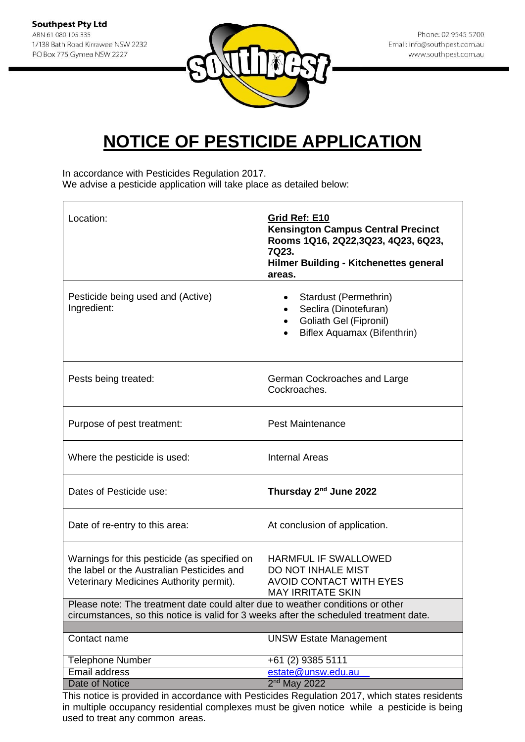**Southpest Pty Ltd**
ABN 61 080 105 335
1/138 Bath Road Kirrawee NSW 2232
PO Box 775 Gymea NSW 2227

Phone: 02 9545 5700
Email: info@southpest.com.au
www.southpest.com.au

# NOTICE OF PESTICIDE APPLICATION

In accordance with Pesticides Regulation 2017.
We advise a pesticide application will take place as detailed below:

| | |
|---|---|
| Location: | **Grid Ref: E10**<br>**Kensington Campus Central Precinct Rooms 1Q16, 2Q22,3Q23, 4Q23, 6Q23, 7Q23.**<br>**Hilmer Building - Kitchenettes general areas.** |
| Pesticide being used and (Active) Ingredient: | • Stardust (Permethrin)<br>• Seclira (Dinotefuran)<br>• Goliath Gel (Fipronil)<br>• Biflex Aquamax (Bifenthrin) |
| Pests being treated: | German Cockroaches and Large Cockroaches. |
| Purpose of pest treatment: | Pest Maintenance |
| Where the pesticide is used: | Internal Areas |
| Dates of Pesticide use: | **Thursday 2nd June 2022** |
| Date of re-entry to this area: | At conclusion of application. |
| Warnings for this pesticide (as specified on the label or the Australian Pesticides and Veterinary Medicines Authority permit). | HARMFUL IF SWALLOWED<br>DO NOT INHALE MIST<br>AVOID CONTACT WITH EYES<br>MAY IRRITATE SKIN |
| Please note: The treatment date could alter due to weather conditions or other circumstances, so this notice is valid for 3 weeks after the scheduled treatment date. | |
| | |
| Contact name | UNSW Estate Management |
| Telephone Number | +61 (2) 9385 5111 |
| Email address | estate@unsw.edu.au |
| Date of Notice | 2nd May 2022 |

This notice is provided in accordance with Pesticides Regulation 2017, which states residents in multiple occupancy residential complexes must be given notice while a pesticide is being used to treat any common areas.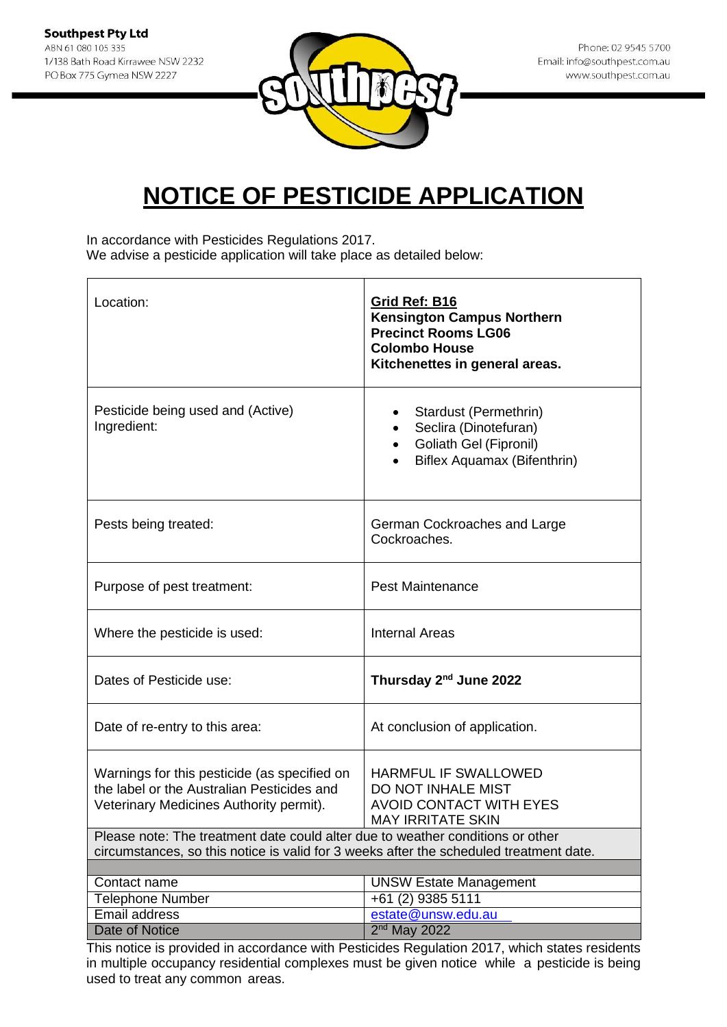Southpest Pty Ltd
ABN 61 080 105 335
1/138 Bath Road Kirrawee NSW 2232
PO Box 775 Gymea NSW 2227

Phone: 02 9545 5700
Email: info@southpest.com.au
www.southpest.com.au

# NOTICE OF PESTICIDE APPLICATION

In accordance with Pesticides Regulations 2017.
We advise a pesticide application will take place as detailed below:

| | |
|---|---|
| Location: | **Grid Ref: B16** **Kensington Campus Northern Precinct Rooms LG06 Colombo House Kitchenettes in general areas.** |
| Pesticide being used and (Active) Ingredient: | • Stardust (Permethrin) • Seclira (Dinotefuran) • Goliath Gel (Fipronil) • Biflex Aquamax (Bifenthrin) |
| Pests being treated: | German Cockroaches and Large Cockroaches. |
| Purpose of pest treatment: | Pest Maintenance |
| Where the pesticide is used: | Internal Areas |
| Dates of Pesticide use: | **Thursday 2nd June 2022** |
| Date of re-entry to this area: | At conclusion of application. |
| Warnings for this pesticide (as specified on the label or the Australian Pesticides and Veterinary Medicines Authority permit). | HARMFUL IF SWALLOWED DO NOT INHALE MIST AVOID CONTACT WITH EYES MAY IRRITATE SKIN |
| Please note: The treatment date could alter due to weather conditions or other circumstances, so this notice is valid for 3 weeks after the scheduled treatment date. | |
| Contact name | UNSW Estate Management |
| Telephone Number | +61 (2) 9385 5111 |
| Email address | estate@unsw.edu.au |
| Date of Notice | 2nd May 2022 |

This notice is provided in accordance with Pesticides Regulation 2017, which states residents in multiple occupancy residential complexes must be given notice while a pesticide is being used to treat any common areas.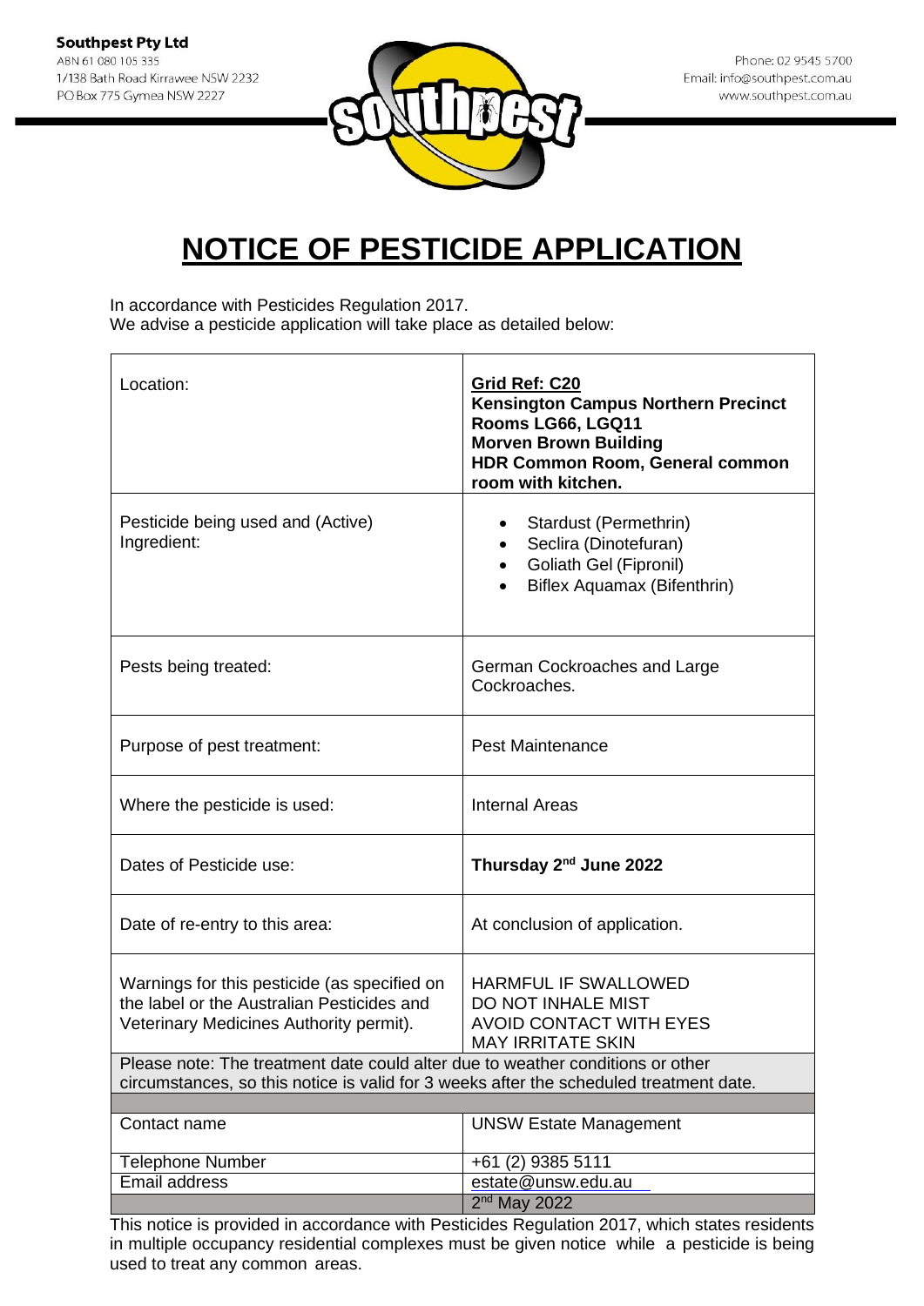**Southpest Pty Ltd**
ABN 61 080 105 335
1/138 Bath Road Kirrawee NSW 2232
PO Box 775 Gymea NSW 2227

Phone: 02 9545 5700
Email: info@southpest.com.au
www.southpest.com.au

# NOTICE OF PESTICIDE APPLICATION

In accordance with Pesticides Regulation 2017.
We advise a pesticide application will take place as detailed below:

| | |
|---|---|
| Location: | **Grid Ref: C20**<br>**Kensington Campus Northern Precinct**<br>**Rooms LG66, LGQ11**<br>**Morven Brown Building**<br>**HDR Common Room, General common room with kitchen.** |
| Pesticide being used and (Active) Ingredient: | • Stardust (Permethrin)<br>• Seclira (Dinotefuran)<br>• Goliath Gel (Fipronil)<br>• Biflex Aquamax (Bifenthrin) |
| Pests being treated: | German Cockroaches and Large Cockroaches. |
| Purpose of pest treatment: | Pest Maintenance |
| Where the pesticide is used: | Internal Areas |
| Dates of Pesticide use: | **Thursday 2nd June 2022** |
| Date of re-entry to this area: | At conclusion of application. |
| Warnings for this pesticide (as specified on the label or the Australian Pesticides and Veterinary Medicines Authority permit). | HARMFUL IF SWALLOWED<br>DO NOT INHALE MIST<br>AVOID CONTACT WITH EYES<br>MAY IRRITATE SKIN |
| Please note: The treatment date could alter due to weather conditions or other circumstances, so this notice is valid for 3 weeks after the scheduled treatment date. | |
| | |
| Contact name | UNSW Estate Management |
| Telephone Number | +61 (2) 9385 5111 |
| Email address | estate@unsw.edu.au |
| | 2nd May 2022 |

This notice is provided in accordance with Pesticides Regulation 2017, which states residents in multiple occupancy residential complexes must be given notice while a pesticide is being used to treat any common areas.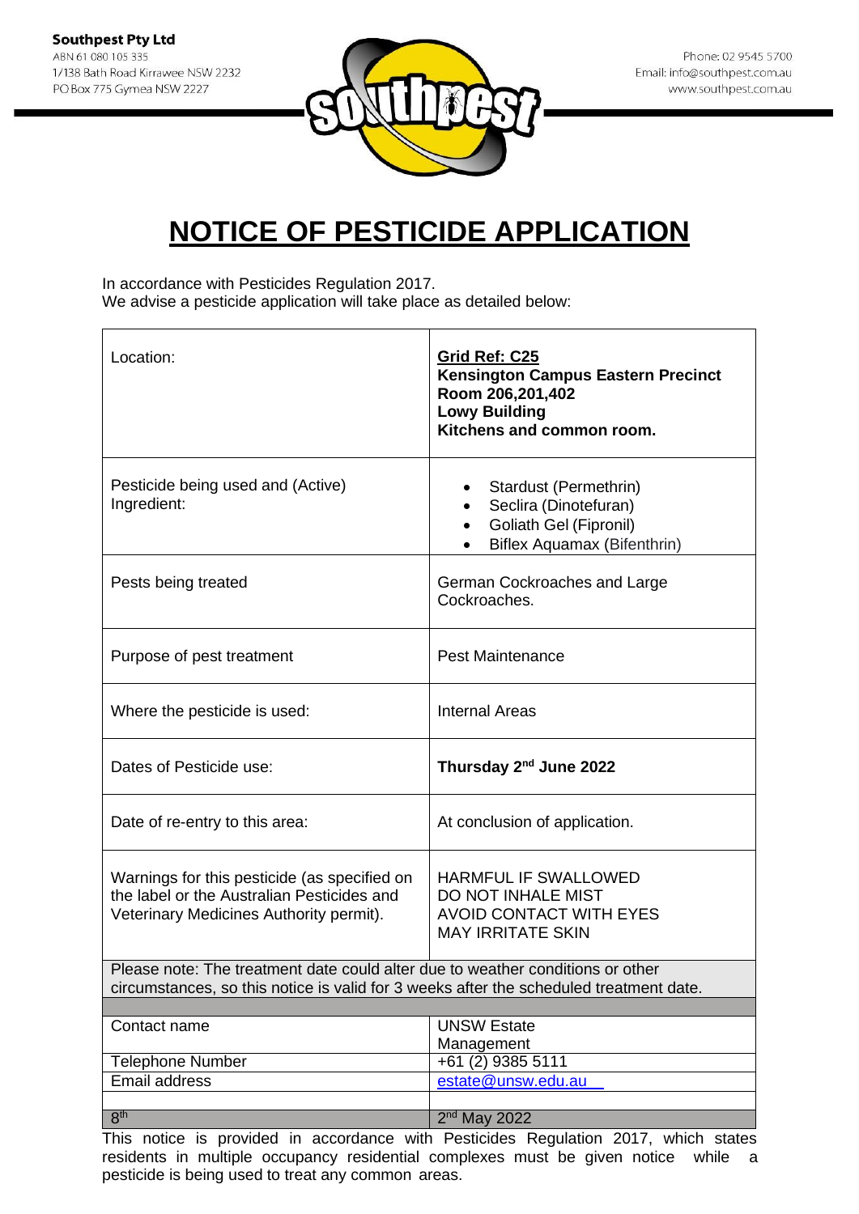**Southpest Pty Ltd**
ABN 61 080 105 335
1/138 Bath Road Kirrawee NSW 2232
PO Box 775 Gymea NSW 2227

Phone: 02 9545 5700
Email: info@southpest.com.au
www.southpest.com.au

# NOTICE OF PESTICIDE APPLICATION

In accordance with Pesticides Regulation 2017.
We advise a pesticide application will take place as detailed below:

| | |
|---|---|
| Location: | **Grid Ref: C25**<br>**Kensington Campus Eastern Precinct**<br>**Room 206,201,402**<br>**Lowy Building**<br>**Kitchens and common room.** |
| Pesticide being used and (Active) Ingredient: | • Stardust (Permethrin)<br>• Seclira (Dinotefuran)<br>• Goliath Gel (Fipronil)<br>• Biflex Aquamax (Bifenthrin) |
| Pests being treated | German Cockroaches and Large Cockroaches. |
| Purpose of pest treatment | Pest Maintenance |
| Where the pesticide is used: | Internal Areas |
| Dates of Pesticide use: | **Thursday 2nd June 2022** |
| Date of re-entry to this area: | At conclusion of application. |
| Warnings for this pesticide (as specified on the label or the Australian Pesticides and Veterinary Medicines Authority permit). | HARMFUL IF SWALLOWED<br>DO NOT INHALE MIST<br>AVOID CONTACT WITH EYES<br>MAY IRRITATE SKIN |
| Please note: The treatment date could alter due to weather conditions or other circumstances, so this notice is valid for 3 weeks after the scheduled treatment date. | |
| | |
| Contact name | UNSW Estate Management |
| Telephone Number | +61 (2) 9385 5111 |
| Email address | estate@unsw.edu.au |
| | |
| 8th | 2nd May 2022 |

This notice is provided in accordance with Pesticides Regulation 2017, which states residents in multiple occupancy residential complexes must be given notice while a pesticide is being used to treat any common areas.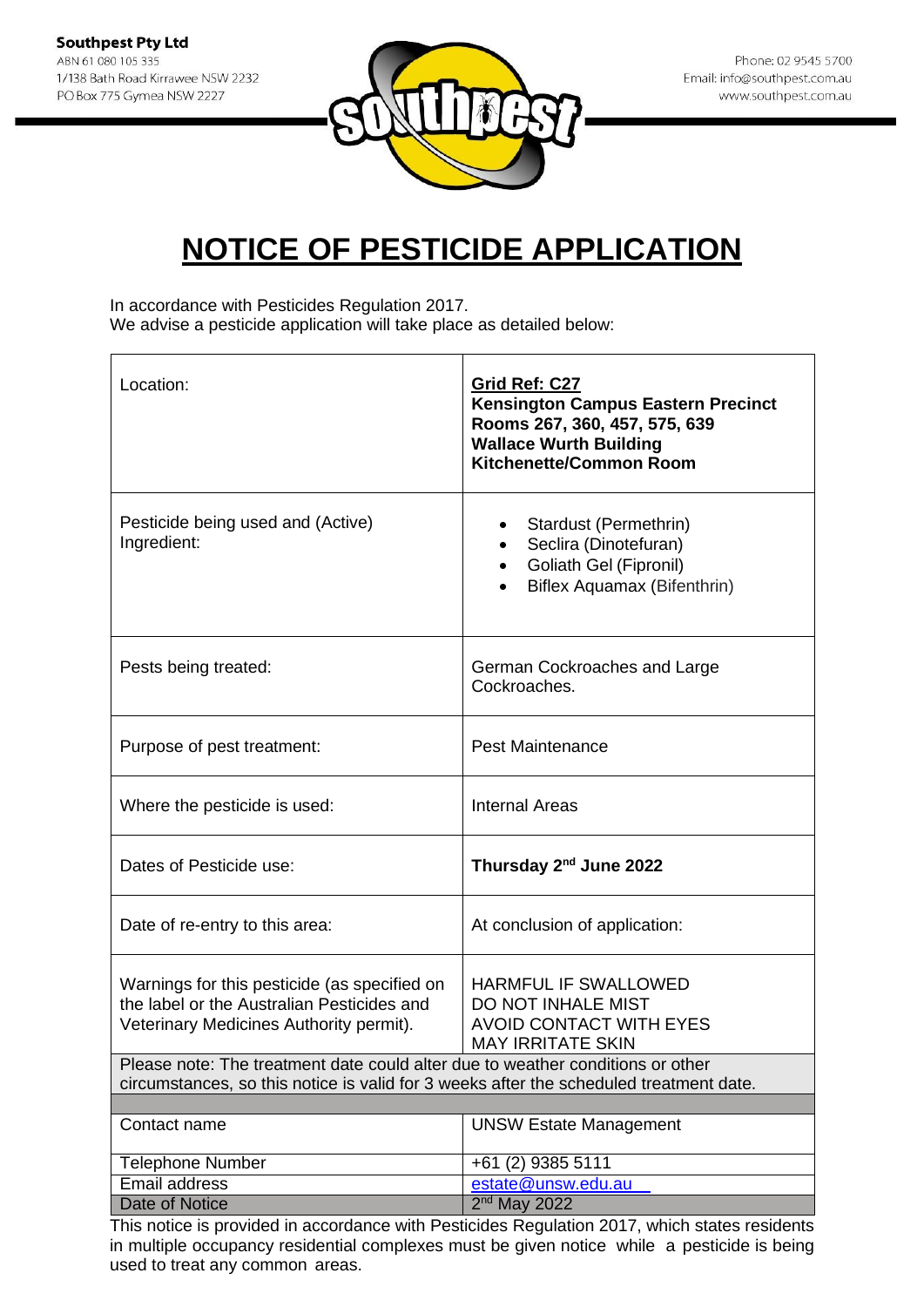**Southpest Pty Ltd**
ABN 61 080 105 335
1/138 Bath Road Kirrawee NSW 2232
PO Box 775 Gymea NSW 2227

Phone: 02 9545 5700
Email: info@southpest.com.au
www.southpest.com.au

# NOTICE OF PESTICIDE APPLICATION

In accordance with Pesticides Regulation 2017.
We advise a pesticide application will take place as detailed below:

| | |
|---|---|
| Location: | **Grid Ref: C27**<br>**Kensington Campus Eastern Precinct**<br>**Rooms 267, 360, 457, 575, 639**<br>**Wallace Wurth Building**<br>**Kitchenette/Common Room** |
| Pesticide being used and (Active) Ingredient: | • Stardust (Permethrin)<br>• Seclira (Dinotefuran)<br>• Goliath Gel (Fipronil)<br>• Biflex Aquamax (Bifenthrin) |
| Pests being treated: | German Cockroaches and Large Cockroaches. |
| Purpose of pest treatment: | Pest Maintenance |
| Where the pesticide is used: | Internal Areas |
| Dates of Pesticide use: | **Thursday 2nd June 2022** |
| Date of re-entry to this area: | At conclusion of application: |
| Warnings for this pesticide (as specified on the label or the Australian Pesticides and Veterinary Medicines Authority permit). | HARMFUL IF SWALLOWED<br>DO NOT INHALE MIST<br>AVOID CONTACT WITH EYES<br>MAY IRRITATE SKIN |
| Please note: The treatment date could alter due to weather conditions or other circumstances, so this notice is valid for 3 weeks after the scheduled treatment date. | |
| | |
| Contact name | UNSW Estate Management |
| Telephone Number | +61 (2) 9385 5111 |
| Email address | estate@unsw.edu.au |
| Date of Notice | 2nd May 2022 |

This notice is provided in accordance with Pesticides Regulation 2017, which states residents in multiple occupancy residential complexes must be given notice while a pesticide is being used to treat any common areas.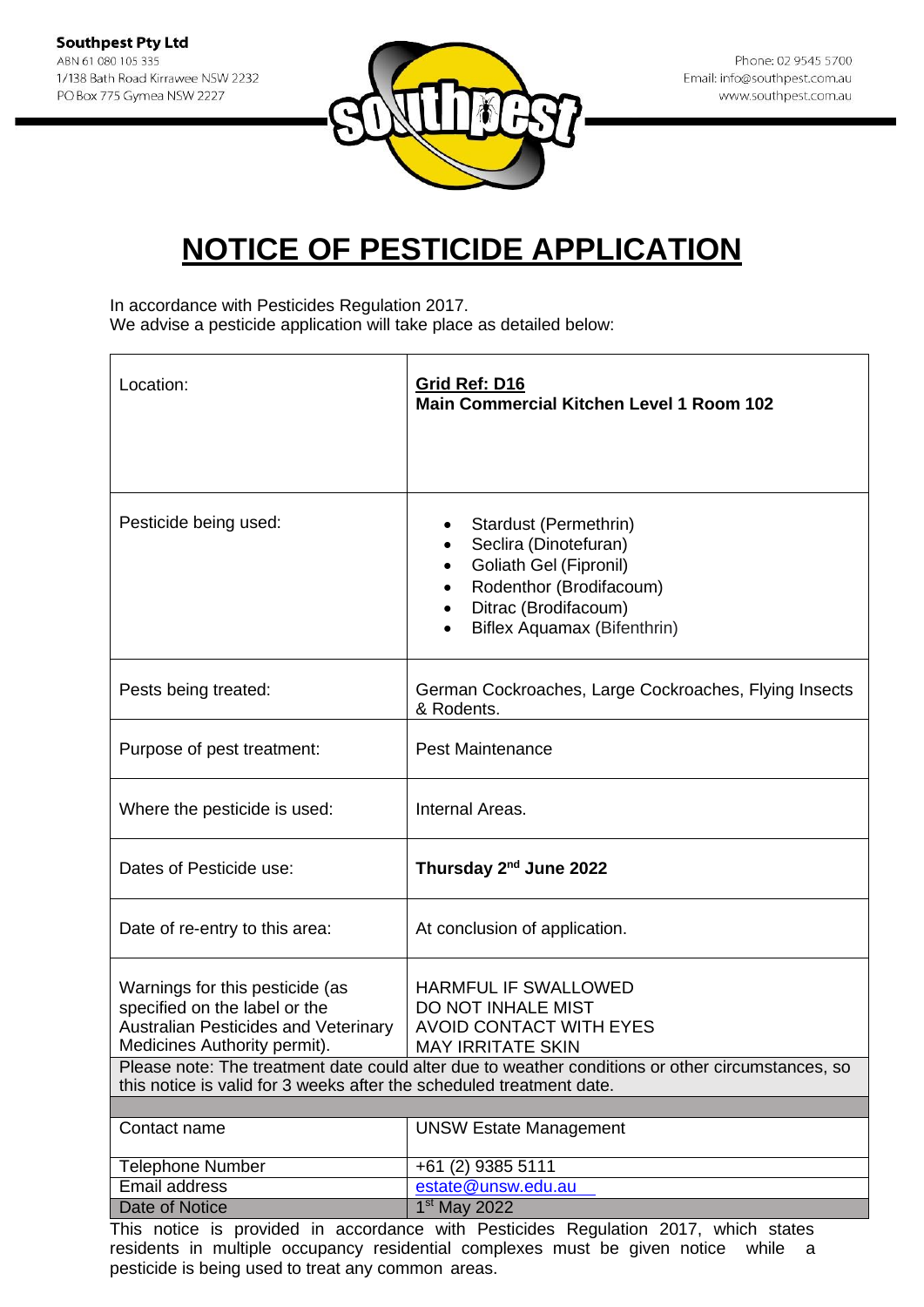**Southpest Pty Ltd**
ABN 61 080 105 335
1/138 Bath Road Kirrawee NSW 2232
PO Box 775 Gymea NSW 2227

Phone: 02 9545 5700
Email: info@southpest.com.au
www.southpest.com.au

# NOTICE OF PESTICIDE APPLICATION

In accordance with Pesticides Regulation 2017.
We advise a pesticide application will take place as detailed below:

| | |
|---|---|
| Location: | **Grid Ref: D16**<br>**Main Commercial Kitchen Level 1 Room 102** |
| Pesticide being used: | • Stardust (Permethrin)<br>• Seclira (Dinotefuran)<br>• Goliath Gel (Fipronil)<br>• Rodenthor (Brodifacoum)<br>• Ditrac (Brodifacoum)<br>• Biflex Aquamax (Bifenthrin) |
| Pests being treated: | German Cockroaches, Large Cockroaches, Flying Insects & Rodents. |
| Purpose of pest treatment: | Pest Maintenance |
| Where the pesticide is used: | Internal Areas. |
| Dates of Pesticide use: | **Thursday 2nd June 2022** |
| Date of re-entry to this area: | At conclusion of application. |
| Warnings for this pesticide (as specified on the label or the Australian Pesticides and Veterinary Medicines Authority permit). | HARMFUL IF SWALLOWED<br>DO NOT INHALE MIST<br>AVOID CONTACT WITH EYES<br>MAY IRRITATE SKIN |
| Please note: The treatment date could alter due to weather conditions or other circumstances, so this notice is valid for 3 weeks after the scheduled treatment date. | |
| Contact name | UNSW Estate Management |
| Telephone Number | +61 (2) 9385 5111 |
| Email address | estate@unsw.edu.au |
| Date of Notice | 1st May 2022 |

This notice is provided in accordance with Pesticides Regulation 2017, which states residents in multiple occupancy residential complexes must be given notice while a pesticide is being used to treat any common areas.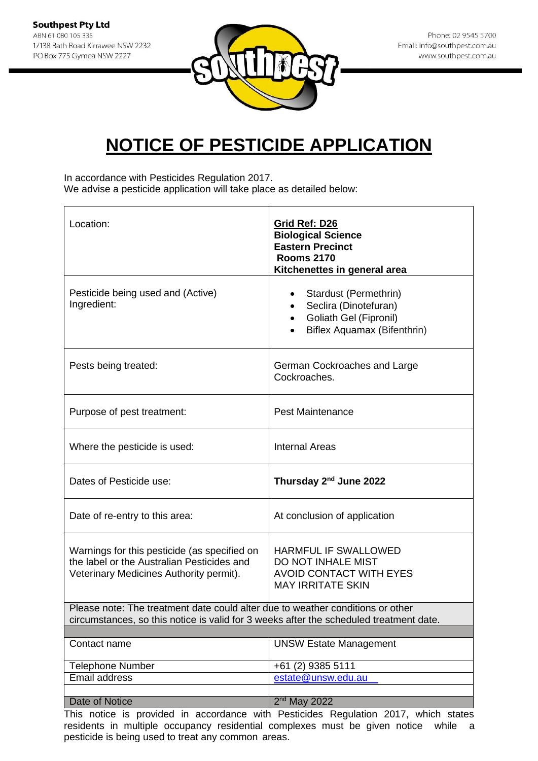**Southpest Pty Ltd**
ABN 61 080 105 335
1/138 Bath Road Kirrawee NSW 2232
PO Box 775 Gymea NSW 2227

Phone: 02 9545 5700
Email: info@southpest.com.au
www.southpest.com.au

# NOTICE OF PESTICIDE APPLICATION

In accordance with Pesticides Regulation 2017.
We advise a pesticide application will take place as detailed below:

| | |
|---|---|
| Location: | **Grid Ref: D26**<br>**Biological Science**<br>**Eastern Precinct**<br>**Rooms 2170**<br>**Kitchenettes in general area** |
| Pesticide being used and (Active) Ingredient: | • Stardust (Permethrin)<br>• Seclira (Dinotefuran)<br>• Goliath Gel (Fipronil)<br>• Biflex Aquamax (Bifenthrin) |
| Pests being treated: | German Cockroaches and Large Cockroaches. |
| Purpose of pest treatment: | Pest Maintenance |
| Where the pesticide is used: | Internal Areas |
| Dates of Pesticide use: | **Thursday 2nd June 2022** |
| Date of re-entry to this area: | At conclusion of application |
| Warnings for this pesticide (as specified on the label or the Australian Pesticides and Veterinary Medicines Authority permit). | HARMFUL IF SWALLOWED<br>DO NOT INHALE MIST<br>AVOID CONTACT WITH EYES<br>MAY IRRITATE SKIN |
| Please note: The treatment date could alter due to weather conditions or other circumstances, so this notice is valid for 3 weeks after the scheduled treatment date. | |
| | |
| Contact name | UNSW Estate Management |
| Telephone Number | +61 (2) 9385 5111 |
| Email address | estate@unsw.edu.au |
| | |
| Date of Notice | 2nd May 2022 |

This notice is provided in accordance with Pesticides Regulation 2017, which states residents in multiple occupancy residential complexes must be given notice while a pesticide is being used to treat any common areas.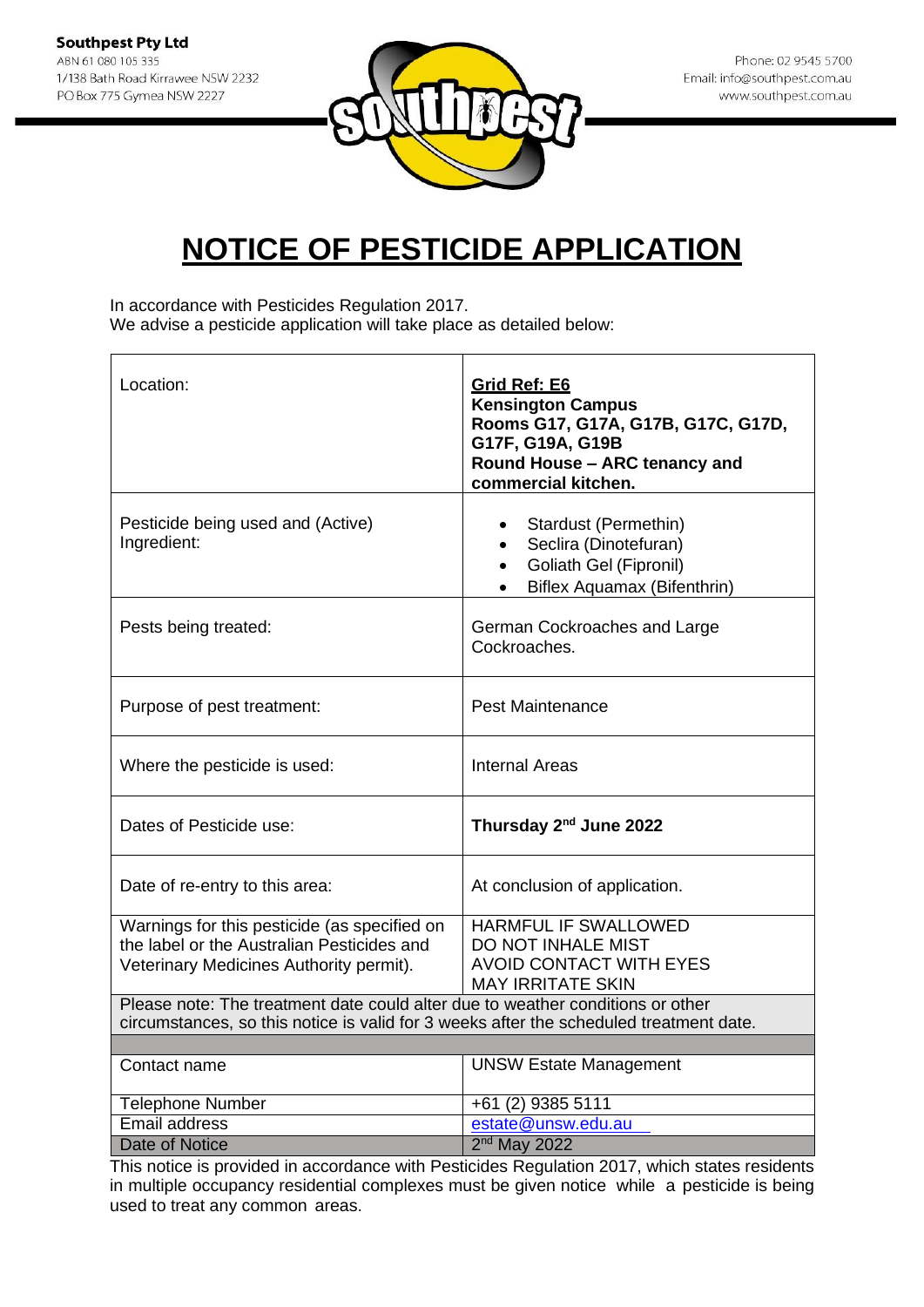**Southpest Pty Ltd**
ABN 61 080 105 335
1/138 Bath Road Kirrawee NSW 2232
PO Box 775 Gymea NSW 2227

Phone: 02 9545 5700
Email: info@southpest.com.au
www.southpest.com.au

# NOTICE OF PESTICIDE APPLICATION

In accordance with Pesticides Regulation 2017.
We advise a pesticide application will take place as detailed below:

| | |
|---|---|
| Location: | **Grid Ref: E6**<br>**Kensington Campus**<br>**Rooms G17, G17A, G17B, G17C, G17D, G17F, G19A, G19B**<br>**Round House – ARC tenancy and commercial kitchen.** |
| Pesticide being used and (Active) Ingredient: | • Stardust (Permethin)<br>• Seclira (Dinotefuran)<br>• Goliath Gel (Fipronil)<br>• Biflex Aquamax (Bifenthrin) |
| Pests being treated: | German Cockroaches and Large Cockroaches. |
| Purpose of pest treatment: | Pest Maintenance |
| Where the pesticide is used: | Internal Areas |
| Dates of Pesticide use: | **Thursday 2nd June 2022** |
| Date of re-entry to this area: | At conclusion of application. |
| Warnings for this pesticide (as specified on the label or the Australian Pesticides and Veterinary Medicines Authority permit). | HARMFUL IF SWALLOWED<br>DO NOT INHALE MIST<br>AVOID CONTACT WITH EYES<br>MAY IRRITATE SKIN |
| Please note: The treatment date could alter due to weather conditions or other circumstances, so this notice is valid for 3 weeks after the scheduled treatment date. | |
| | |
| Contact name | UNSW Estate Management |
| Telephone Number | +61 (2) 9385 5111 |
| Email address | estate@unsw.edu.au |
| Date of Notice | 2nd May 2022 |

This notice is provided in accordance with Pesticides Regulation 2017, which states residents in multiple occupancy residential complexes must be given notice while a pesticide is being used to treat any common areas.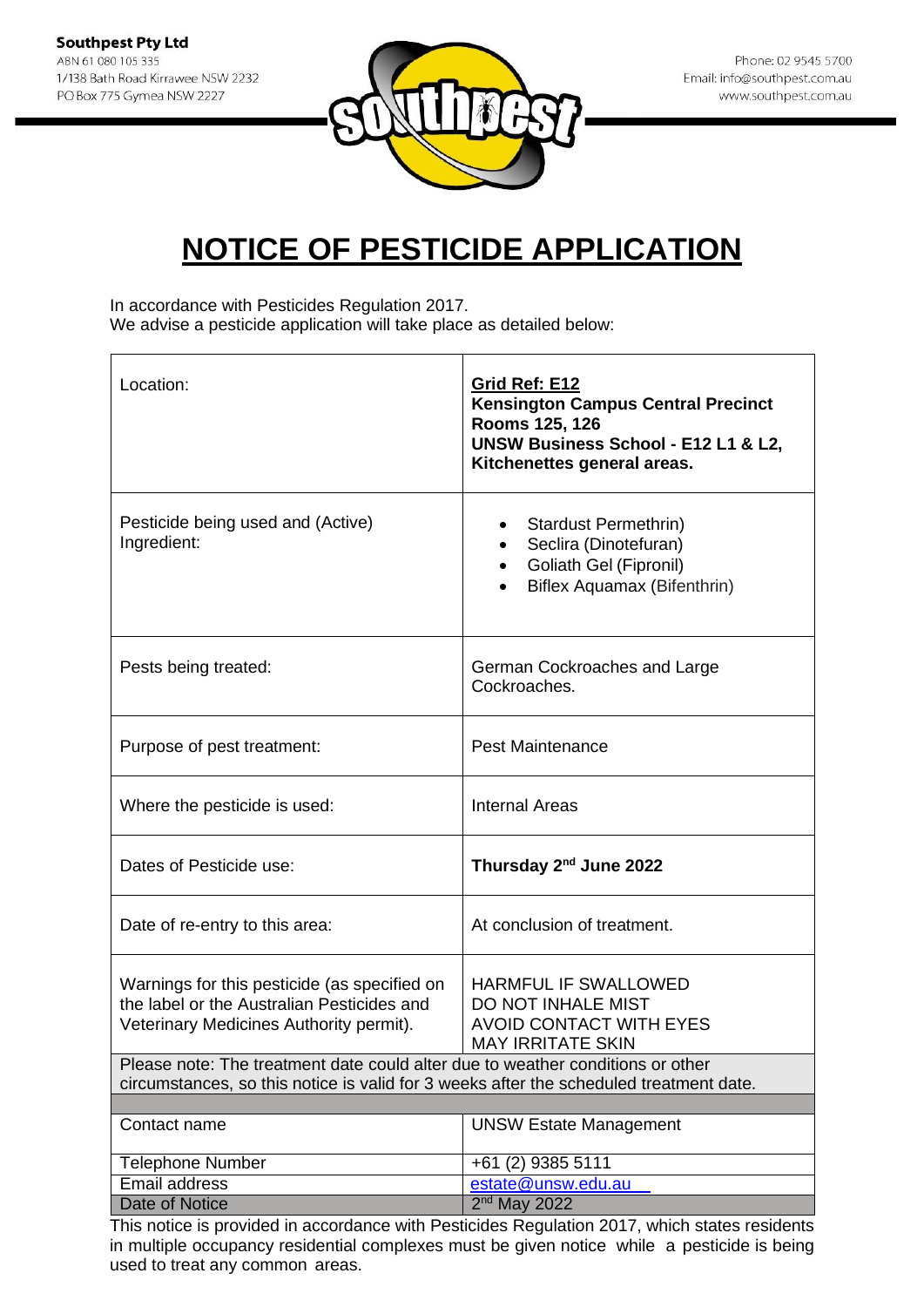**Southpest Pty Ltd**
ABN 61 080 105 335
1/138 Bath Road Kirrawee NSW 2232
PO Box 775 Gymea NSW 2227

Phone: 02 9545 5700
Email: info@southpest.com.au
www.southpest.com.au

# NOTICE OF PESTICIDE APPLICATION

In accordance with Pesticides Regulation 2017.
We advise a pesticide application will take place as detailed below:

| | |
|---|---|
| Location: | **Grid Ref: E12**<br>**Kensington Campus Central Precinct**<br>**Rooms 125, 126**<br>**UNSW Business School - E12 L1 & L2, Kitchenettes general areas.** |
| Pesticide being used and (Active) Ingredient: | • Stardust Permethrin)<br>• Seclira (Dinotefuran)<br>• Goliath Gel (Fipronil)<br>• Biflex Aquamax (Bifenthrin) |
| Pests being treated: | German Cockroaches and Large Cockroaches. |
| Purpose of pest treatment: | Pest Maintenance |
| Where the pesticide is used: | Internal Areas |
| Dates of Pesticide use: | **Thursday 2nd June 2022** |
| Date of re-entry to this area: | At conclusion of treatment. |
| Warnings for this pesticide (as specified on the label or the Australian Pesticides and Veterinary Medicines Authority permit). | HARMFUL IF SWALLOWED<br>DO NOT INHALE MIST<br>AVOID CONTACT WITH EYES<br>MAY IRRITATE SKIN |
| Please note: The treatment date could alter due to weather conditions or other circumstances, so this notice is valid for 3 weeks after the scheduled treatment date. | |
| | |
| Contact name | UNSW Estate Management |
| Telephone Number | +61 (2) 9385 5111 |
| Email address | estate@unsw.edu.au |
| Date of Notice | 2nd May 2022 |

This notice is provided in accordance with Pesticides Regulation 2017, which states residents in multiple occupancy residential complexes must be given notice while a pesticide is being used to treat any common areas.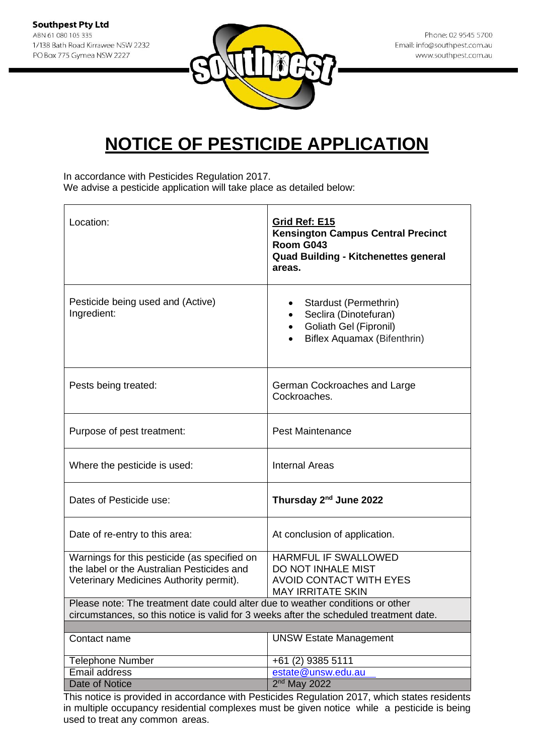**Southpest Pty Ltd**
ABN 61 080 105 335
1/138 Bath Road Kirrawee NSW 2232
PO Box 775 Gymea NSW 2227

Phone: 02 9545 5700
Email: info@southpest.com.au
www.southpest.com.au

# NOTICE OF PESTICIDE APPLICATION

In accordance with Pesticides Regulation 2017.
We advise a pesticide application will take place as detailed below:

| | |
|---|---|
| Location: | **Grid Ref: E15**<br>**Kensington Campus Central Precinct**<br>**Room G043**<br>**Quad Building - Kitchenettes general areas.** |
| Pesticide being used and (Active) Ingredient: | • Stardust (Permethrin)<br>• Seclira (Dinotefuran)<br>• Goliath Gel (Fipronil)<br>• Biflex Aquamax (Bifenthrin) |
| Pests being treated: | German Cockroaches and Large Cockroaches. |
| Purpose of pest treatment: | Pest Maintenance |
| Where the pesticide is used: | Internal Areas |
| Dates of Pesticide use: | **Thursday 2nd June 2022** |
| Date of re-entry to this area: | At conclusion of application. |
| Warnings for this pesticide (as specified on the label or the Australian Pesticides and Veterinary Medicines Authority permit). | HARMFUL IF SWALLOWED<br>DO NOT INHALE MIST<br>AVOID CONTACT WITH EYES<br>MAY IRRITATE SKIN |
| Please note: The treatment date could alter due to weather conditions or other circumstances, so this notice is valid for 3 weeks after the scheduled treatment date. | |
| Contact name | UNSW Estate Management |
| Telephone Number | +61 (2) 9385 5111 |
| Email address | estate@unsw.edu.au |
| Date of Notice | 2nd May 2022 |

This notice is provided in accordance with Pesticides Regulation 2017, which states residents in multiple occupancy residential complexes must be given notice while a pesticide is being used to treat any common areas.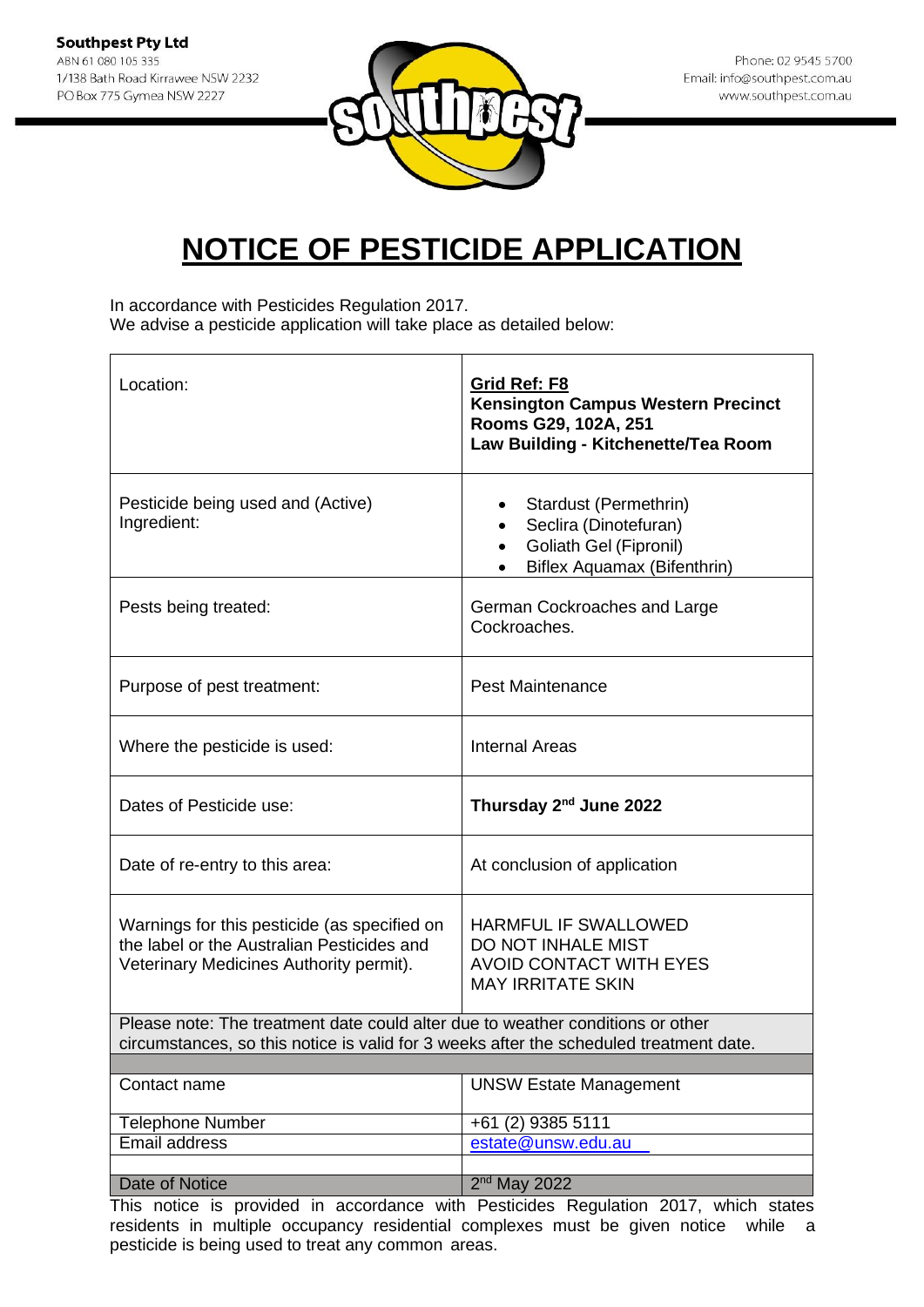**Southpest Pty Ltd**
ABN 61 080 105 335
1/138 Bath Road Kirrawee NSW 2232
PO Box 775 Gymea NSW 2227

Phone: 02 9545 5700
Email: info@southpest.com.au
www.southpest.com.au

# NOTICE OF PESTICIDE APPLICATION

In accordance with Pesticides Regulation 2017.
We advise a pesticide application will take place as detailed below:

| | |
|---|---|
| Location: | **Grid Ref: F8**<br>**Kensington Campus Western Precinct**<br>**Rooms G29, 102A, 251**<br>**Law Building - Kitchenette/Tea Room** |
| Pesticide being used and (Active) Ingredient: | • Stardust (Permethrin)<br>• Seclira (Dinotefuran)<br>• Goliath Gel (Fipronil)<br>• Biflex Aquamax (Bifenthrin) |
| Pests being treated: | German Cockroaches and Large Cockroaches. |
| Purpose of pest treatment: | Pest Maintenance |
| Where the pesticide is used: | Internal Areas |
| Dates of Pesticide use: | **Thursday 2nd June 2022** |
| Date of re-entry to this area: | At conclusion of application |
| Warnings for this pesticide (as specified on the label or the Australian Pesticides and Veterinary Medicines Authority permit). | HARMFUL IF SWALLOWED<br>DO NOT INHALE MIST<br>AVOID CONTACT WITH EYES<br>MAY IRRITATE SKIN |
| Please note: The treatment date could alter due to weather conditions or other circumstances, so this notice is valid for 3 weeks after the scheduled treatment date. | |
| | |
| Contact name | UNSW Estate Management |
| Telephone Number | +61 (2) 9385 5111 |
| Email address | estate@unsw.edu.au |
| | |
| Date of Notice | 2nd May 2022 |

This notice is provided in accordance with Pesticides Regulation 2017, which states residents in multiple occupancy residential complexes must be given notice while a pesticide is being used to treat any common areas.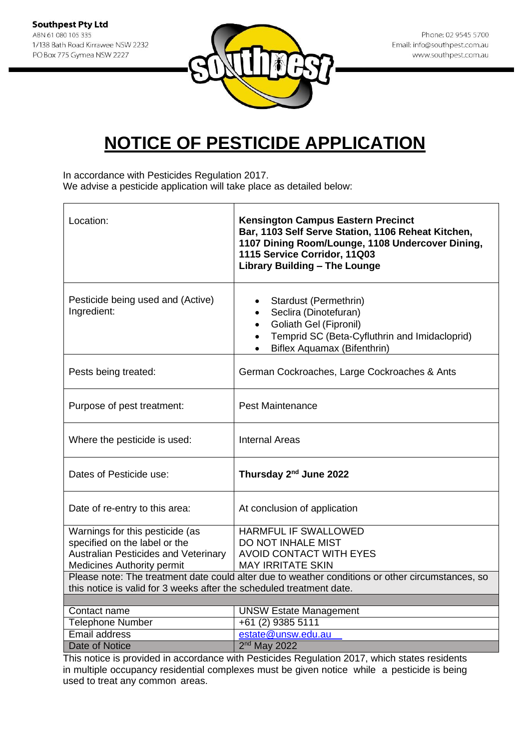**Southpest Pty Ltd**
ABN 61 080 105 335
1/138 Bath Road Kirrawee NSW 2232
PO Box 775 Gymea NSW 2227

Phone: 02 9545 5700
Email: info@southpest.com.au
www.southpest.com.au

# NOTICE OF PESTICIDE APPLICATION

In accordance with Pesticides Regulation 2017.
We advise a pesticide application will take place as detailed below:

| | |
|---|---|
| Location: | **Kensington Campus Eastern Precinct Bar, 1103 Self Serve Station, 1106 Reheat Kitchen, 1107 Dining Room/Lounge, 1108 Undercover Dining, 1115 Service Corridor, 11Q03**<br>**Library Building – The Lounge** |
| Pesticide being used and (Active) Ingredient: | • Stardust (Permethrin)<br>• Seclira (Dinotefuran)<br>• Goliath Gel (Fipronil)<br>• Temprid SC (Beta-Cyfluthrin and Imidacloprid)<br>• Biflex Aquamax (Bifenthrin) |
| Pests being treated: | German Cockroaches, Large Cockroaches & Ants |
| Purpose of pest treatment: | Pest Maintenance |
| Where the pesticide is used: | Internal Areas |
| Dates of Pesticide use: | **Thursday 2nd June 2022** |
| Date of re-entry to this area: | At conclusion of application |
| Warnings for this pesticide (as specified on the label or the Australian Pesticides and Veterinary Medicines Authority permit | HARMFUL IF SWALLOWED<br>DO NOT INHALE MIST<br>AVOID CONTACT WITH EYES<br>MAY IRRITATE SKIN |
| Please note: The treatment date could alter due to weather conditions or other circumstances, so this notice is valid for 3 weeks after the scheduled treatment date. | |
| | |
| Contact name | UNSW Estate Management |
| Telephone Number | +61 (2) 9385 5111 |
| Email address | estate@unsw.edu.au |
| Date of Notice | 2nd May 2022 |

This notice is provided in accordance with Pesticides Regulation 2017, which states residents in multiple occupancy residential complexes must be given notice while a pesticide is being used to treat any common areas.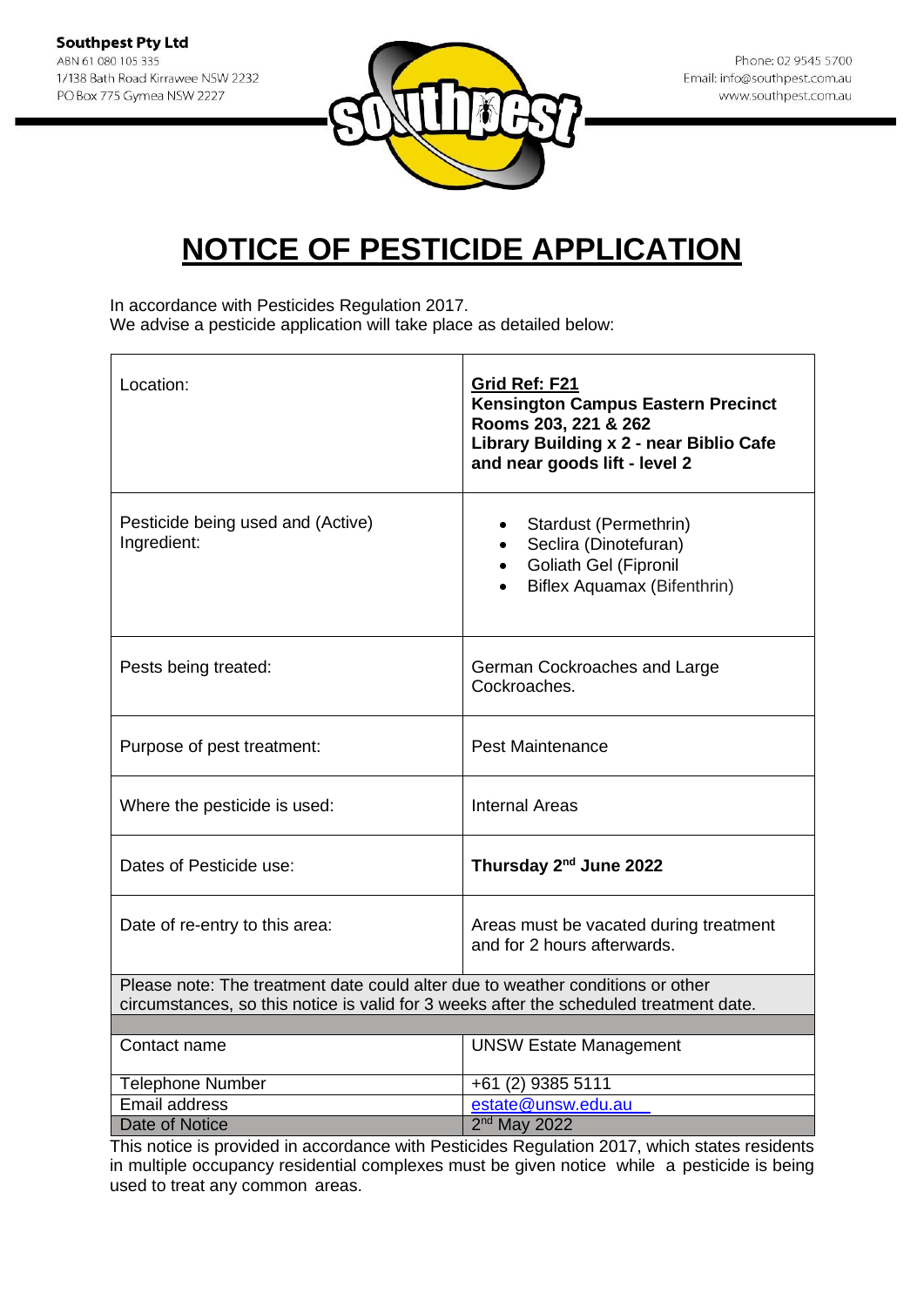**Southpest Pty Ltd**
ABN 61 080 105 335
1/138 Bath Road Kirrawee NSW 2232
PO Box 775 Gymea NSW 2227

Phone: 02 9545 5700
Email: info@southpest.com.au
www.southpest.com.au

# NOTICE OF PESTICIDE APPLICATION

In accordance with Pesticides Regulation 2017.
We advise a pesticide application will take place as detailed below:

| | |
|---|---|
| Location: | **Grid Ref: F21** **Kensington Campus Eastern Precinct Rooms 203, 221 & 262 Library Building x 2 - near Biblio Cafe and near goods lift - level 2** |
| Pesticide being used and (Active) Ingredient: | • Stardust (Permethrin) • Seclira (Dinotefuran) • Goliath Gel (Fipronil • Biflex Aquamax (Bifenthrin) |
| Pests being treated: | German Cockroaches and Large Cockroaches. |
| Purpose of pest treatment: | Pest Maintenance |
| Where the pesticide is used: | Internal Areas |
| Dates of Pesticide use: | **Thursday 2nd June 2022** |
| Date of re-entry to this area: | Areas must be vacated during treatment and for 2 hours afterwards. |
| Please note: The treatment date could alter due to weather conditions or other circumstances, so this notice is valid for 3 weeks after the scheduled treatment date. | |
| Contact name | UNSW Estate Management |
| Telephone Number | +61 (2) 9385 5111 |
| Email address | estate@unsw.edu.au |
| Date of Notice | 2nd May 2022 |

This notice is provided in accordance with Pesticides Regulation 2017, which states residents in multiple occupancy residential complexes must be given notice while a pesticide is being used to treat any common areas.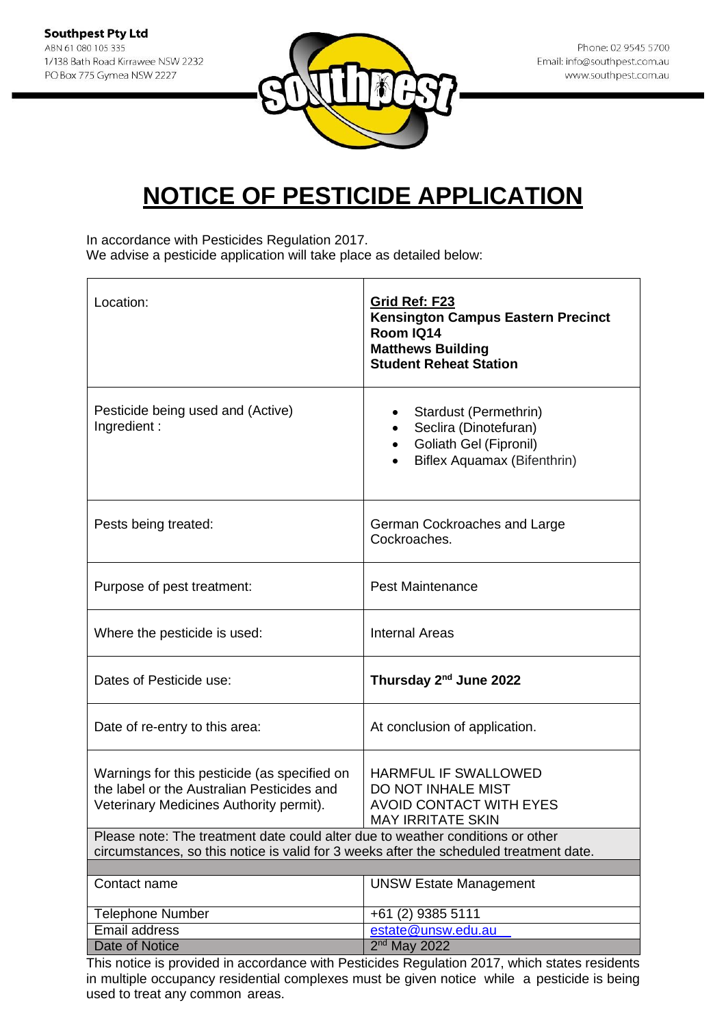**Southpest Pty Ltd**
ABN 61 080 105 335
1/138 Bath Road Kirrawee NSW 2232
PO Box 775 Gymea NSW 2227

Phone: 02 9545 5700
Email: info@southpest.com.au
www.southpest.com.au

# NOTICE OF PESTICIDE APPLICATION

In accordance with Pesticides Regulation 2017.
We advise a pesticide application will take place as detailed below:

| | |
|---|---|
| Location: | **Grid Ref: F23**<br>**Kensington Campus Eastern Precinct**<br>**Room IQ14**<br>**Matthews Building**<br>**Student Reheat Station** |
| Pesticide being used and (Active) Ingredient : | • Stardust (Permethrin)<br>• Seclira (Dinotefuran)<br>• Goliath Gel (Fipronil)<br>• Biflex Aquamax (Bifenthrin) |
| Pests being treated: | German Cockroaches and Large Cockroaches. |
| Purpose of pest treatment: | Pest Maintenance |
| Where the pesticide is used: | Internal Areas |
| Dates of Pesticide use: | **Thursday 2nd June 2022** |
| Date of re-entry to this area: | At conclusion of application. |
| Warnings for this pesticide (as specified on the label or the Australian Pesticides and Veterinary Medicines Authority permit). | HARMFUL IF SWALLOWED<br>DO NOT INHALE MIST<br>AVOID CONTACT WITH EYES<br>MAY IRRITATE SKIN |
| Please note: The treatment date could alter due to weather conditions or other circumstances, so this notice is valid for 3 weeks after the scheduled treatment date. | |
| | |
| Contact name | UNSW Estate Management |
| Telephone Number | +61 (2) 9385 5111 |
| Email address | estate@unsw.edu.au |
| Date of Notice | 2nd May 2022 |

This notice is provided in accordance with Pesticides Regulation 2017, which states residents in multiple occupancy residential complexes must be given notice while a pesticide is being used to treat any common areas.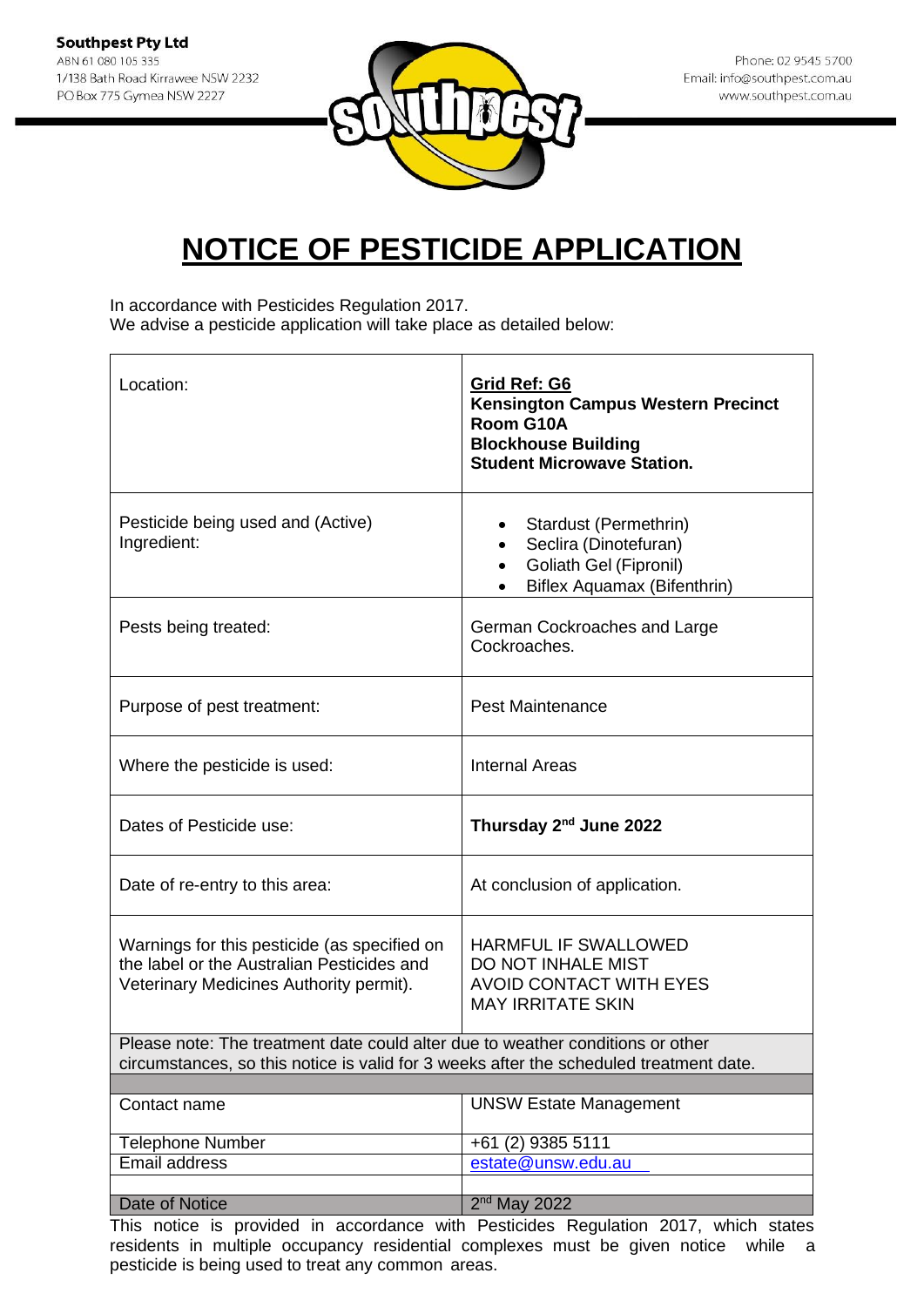**Southpest Pty Ltd**
ABN 61 080 105 335
1/138 Bath Road Kirrawee NSW 2232
PO Box 775 Gymea NSW 2227

Phone: 02 9545 5700
Email: info@southpest.com.au
www.southpest.com.au

# NOTICE OF PESTICIDE APPLICATION

In accordance with Pesticides Regulation 2017.
We advise a pesticide application will take place as detailed below:

| | |
|---|---|
| Location: | **Grid Ref: G6**<br>**Kensington Campus Western Precinct**<br>**Room G10A**<br>**Blockhouse Building**<br>**Student Microwave Station.** |
| Pesticide being used and (Active) Ingredient: | • Stardust (Permethrin)<br>• Seclira (Dinotefuran)<br>• Goliath Gel (Fipronil)<br>• Biflex Aquamax (Bifenthrin) |
| Pests being treated: | German Cockroaches and Large Cockroaches. |
| Purpose of pest treatment: | Pest Maintenance |
| Where the pesticide is used: | Internal Areas |
| Dates of Pesticide use: | **Thursday 2nd June 2022** |
| Date of re-entry to this area: | At conclusion of application. |
| Warnings for this pesticide (as specified on the label or the Australian Pesticides and Veterinary Medicines Authority permit). | HARMFUL IF SWALLOWED<br>DO NOT INHALE MIST<br>AVOID CONTACT WITH EYES<br>MAY IRRITATE SKIN |
| Please note: The treatment date could alter due to weather conditions or other circumstances, so this notice is valid for 3 weeks after the scheduled treatment date. | |
| Contact name | UNSW Estate Management |
| Telephone Number | +61 (2) 9385 5111 |
| Email address | estate@unsw.edu.au |
| Date of Notice | 2nd May 2022 |

This notice is provided in accordance with Pesticides Regulation 2017, which states residents in multiple occupancy residential complexes must be given notice while a pesticide is being used to treat any common areas.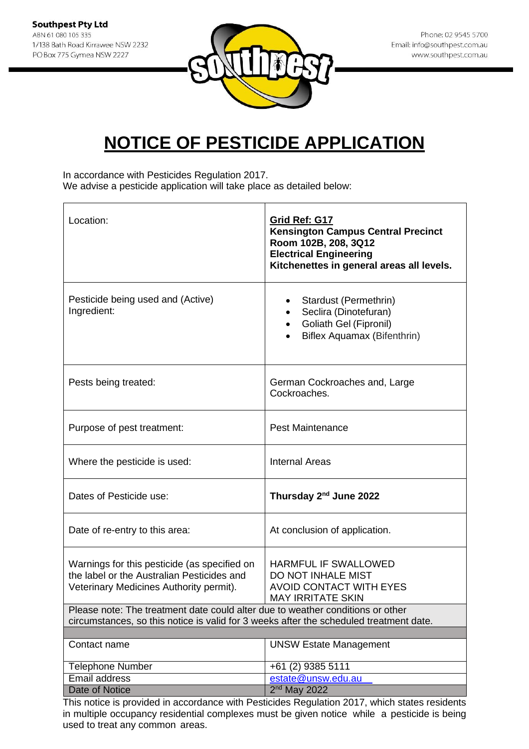**Southpest Pty Ltd**
ABN 61 080 105 335
1/138 Bath Road Kirrawee NSW 2232
PO Box 775 Gymea NSW 2227

Phone: 02 9545 5700
Email: info@southpest.com.au
www.southpest.com.au

# NOTICE OF PESTICIDE APPLICATION

In accordance with Pesticides Regulation 2017.
We advise a pesticide application will take place as detailed below:

| | |
|---|---|
| Location: | **Grid Ref: G17**<br>**Kensington Campus Central Precinct**<br>**Room 102B, 208, 3Q12**<br>**Electrical Engineering**<br>**Kitchenettes in general areas all levels.** |
| Pesticide being used and (Active) Ingredient: | • Stardust (Permethrin)<br>• Seclira (Dinotefuran)<br>• Goliath Gel (Fipronil)<br>• Biflex Aquamax (Bifenthrin) |
| Pests being treated: | German Cockroaches and, Large Cockroaches. |
| Purpose of pest treatment: | Pest Maintenance |
| Where the pesticide is used: | Internal Areas |
| Dates of Pesticide use: | **Thursday 2nd June 2022** |
| Date of re-entry to this area: | At conclusion of application. |
| Warnings for this pesticide (as specified on the label or the Australian Pesticides and Veterinary Medicines Authority permit). | HARMFUL IF SWALLOWED<br>DO NOT INHALE MIST<br>AVOID CONTACT WITH EYES<br>MAY IRRITATE SKIN |
| Please note: The treatment date could alter due to weather conditions or other circumstances, so this notice is valid for 3 weeks after the scheduled treatment date. | |
| Contact name | UNSW Estate Management |
| Telephone Number | +61 (2) 9385 5111 |
| Email address | estate@unsw.edu.au |
| Date of Notice | 2nd May 2022 |

This notice is provided in accordance with Pesticides Regulation 2017, which states residents in multiple occupancy residential complexes must be given notice while a pesticide is being used to treat any common areas.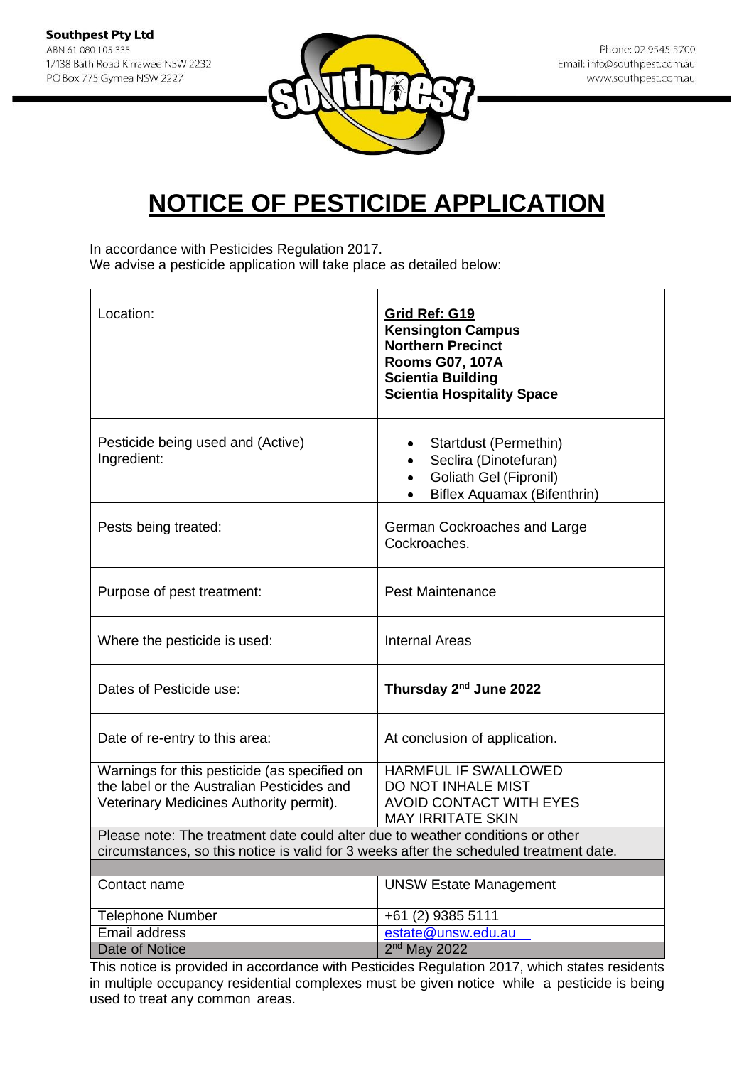**Southpest Pty Ltd**
ABN 61 080 105 335
1/138 Bath Road Kirrawee NSW 2232
PO Box 775 Gymea NSW 2227

Phone: 02 9545 5700
Email: info@southpest.com.au
www.southpest.com.au

# NOTICE OF PESTICIDE APPLICATION

In accordance with Pesticides Regulation 2017.
We advise a pesticide application will take place as detailed below:

| | |
|---|---|
| Location: | **Grid Ref: G19**<br>**Kensington Campus**<br>**Northern Precinct**<br>**Rooms G07, 107A**<br>**Scientia Building**<br>**Scientia Hospitality Space** |
| Pesticide being used and (Active) Ingredient: | • Startdust (Permethin)<br>• Seclira (Dinotefuran)<br>• Goliath Gel (Fipronil)<br>• Biflex Aquamax (Bifenthrin) |
| Pests being treated: | German Cockroaches and Large Cockroaches. |
| Purpose of pest treatment: | Pest Maintenance |
| Where the pesticide is used: | Internal Areas |
| Dates of Pesticide use: | **Thursday 2nd June 2022** |
| Date of re-entry to this area: | At conclusion of application. |
| Warnings for this pesticide (as specified on the label or the Australian Pesticides and Veterinary Medicines Authority permit). | HARMFUL IF SWALLOWED<br>DO NOT INHALE MIST<br>AVOID CONTACT WITH EYES<br>MAY IRRITATE SKIN |
| Please note: The treatment date could alter due to weather conditions or other circumstances, so this notice is valid for 3 weeks after the scheduled treatment date. | |
| Contact name | UNSW Estate Management |
| Telephone Number | +61 (2) 9385 5111 |
| Email address | estate@unsw.edu.au |
| Date of Notice | 2nd May 2022 |

This notice is provided in accordance with Pesticides Regulation 2017, which states residents in multiple occupancy residential complexes must be given notice while a pesticide is being used to treat any common areas.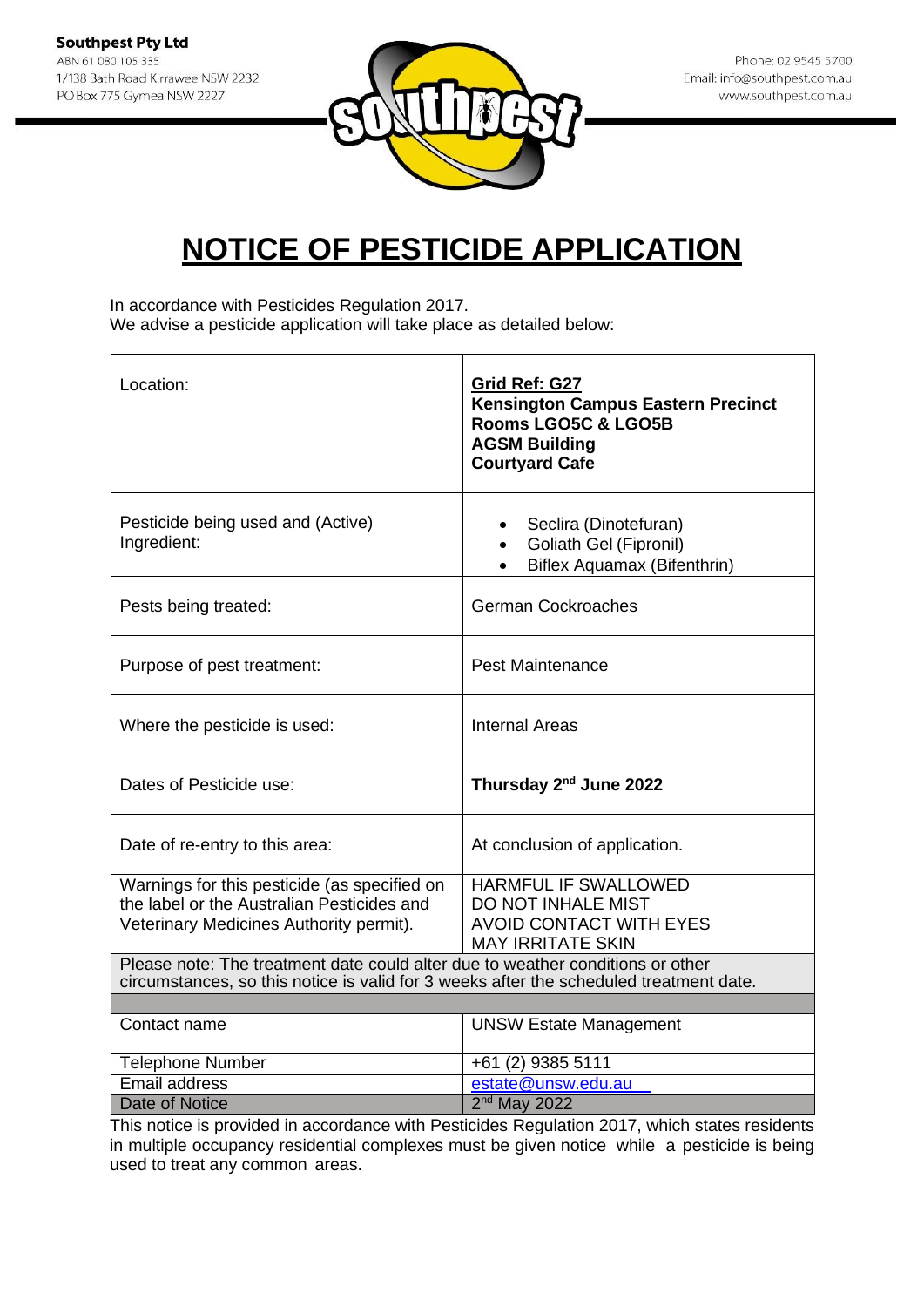**Southpest Pty Ltd**
ABN 61 080 105 335
1/138 Bath Road Kirrawee NSW 2232
PO Box 775 Gymea NSW 2227

Phone: 02 9545 5700
Email: info@southpest.com.au
www.southpest.com.au

# NOTICE OF PESTICIDE APPLICATION

In accordance with Pesticides Regulation 2017.
We advise a pesticide application will take place as detailed below:

| | |
|---|---|
| Location: | **Grid Ref: G27**<br>**Kensington Campus Eastern Precinct**<br>**Rooms LGO5C & LGO5B**<br>**AGSM Building**<br>**Courtyard Cafe** |
| Pesticide being used and (Active) Ingredient: | • Seclira (Dinotefuran)<br>• Goliath Gel (Fipronil)<br>• Biflex Aquamax (Bifenthrin) |
| Pests being treated: | German Cockroaches |
| Purpose of pest treatment: | Pest Maintenance |
| Where the pesticide is used: | Internal Areas |
| Dates of Pesticide use: | **Thursday 2nd June 2022** |
| Date of re-entry to this area: | At conclusion of application. |
| Warnings for this pesticide (as specified on the label or the Australian Pesticides and Veterinary Medicines Authority permit). | HARMFUL IF SWALLOWED<br>DO NOT INHALE MIST<br>AVOID CONTACT WITH EYES<br>MAY IRRITATE SKIN |
| Please note: The treatment date could alter due to weather conditions or other circumstances, so this notice is valid for 3 weeks after the scheduled treatment date. | |
| | |
| Contact name | UNSW Estate Management |
| Telephone Number | +61 (2) 9385 5111 |
| Email address | estate@unsw.edu.au |
| Date of Notice | 2nd May 2022 |

This notice is provided in accordance with Pesticides Regulation 2017, which states residents in multiple occupancy residential complexes must be given notice while a pesticide is being used to treat any common areas.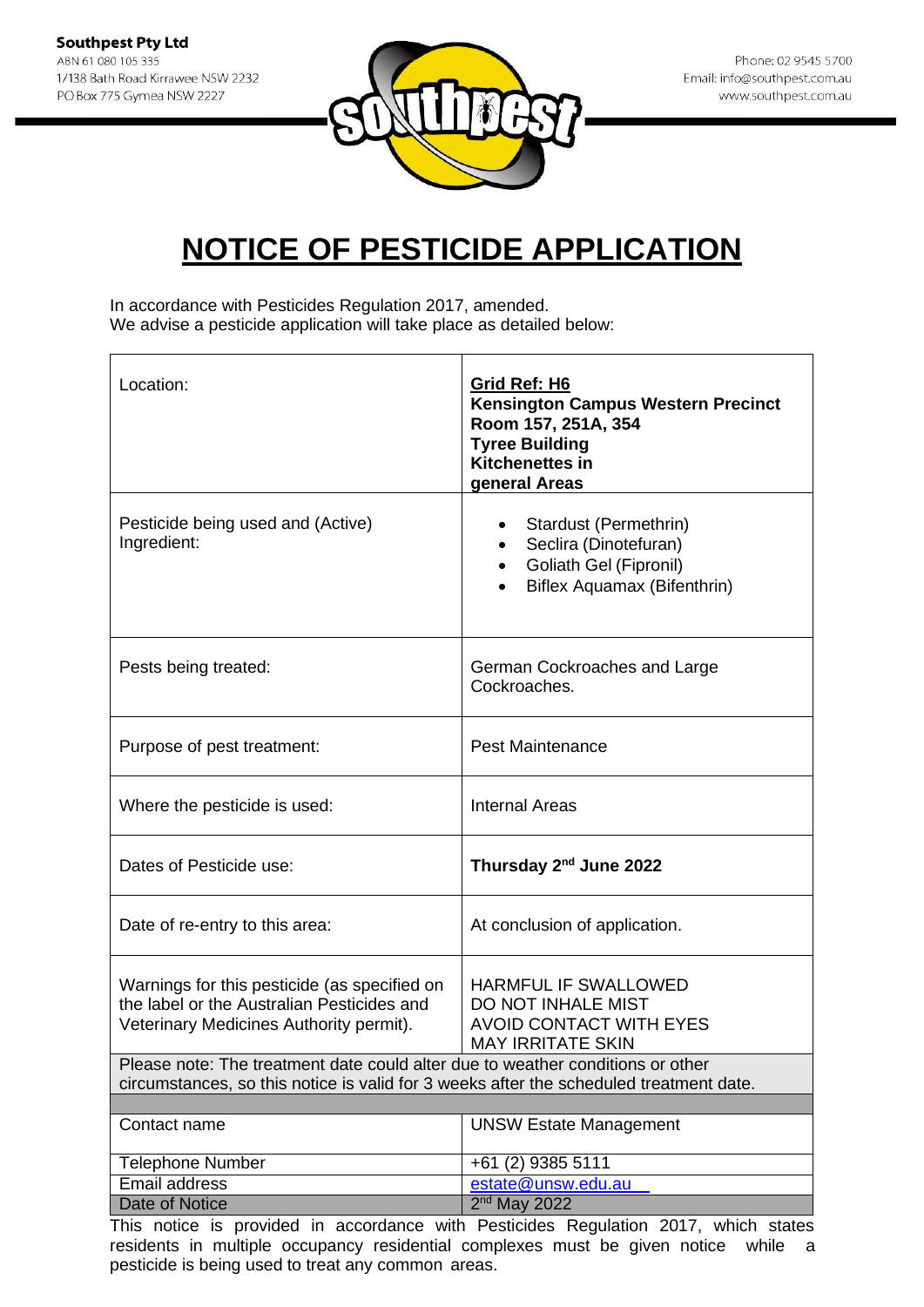**Southpest Pty Ltd**
ABN 61 080 105 335
1/138 Bath Road Kirrawee NSW 2232
PO Box 775 Gymea NSW 2227

Phone: 02 9545 5700
Email: info@southpest.com.au
www.southpest.com.au

# NOTICE OF PESTICIDE APPLICATION

In accordance with Pesticides Regulation 2017, amended.
We advise a pesticide application will take place as detailed below:

| | |
|---|---|
| Location: | **Grid Ref: H6**<br>**Kensington Campus Western Precinct**<br>**Room 157, 251A, 354**<br>**Tyree Building**<br>**Kitchenettes in general Areas** |
| Pesticide being used and (Active) Ingredient: | • Stardust (Permethrin)<br>• Seclira (Dinotefuran)<br>• Goliath Gel (Fipronil)<br>• Biflex Aquamax (Bifenthrin) |
| Pests being treated: | German Cockroaches and Large Cockroaches. |
| Purpose of pest treatment: | Pest Maintenance |
| Where the pesticide is used: | Internal Areas |
| Dates of Pesticide use: | **Thursday 2nd June 2022** |
| Date of re-entry to this area: | At conclusion of application. |
| Warnings for this pesticide (as specified on the label or the Australian Pesticides and Veterinary Medicines Authority permit). | HARMFUL IF SWALLOWED<br>DO NOT INHALE MIST<br>AVOID CONTACT WITH EYES<br>MAY IRRITATE SKIN |
| Please note: The treatment date could alter due to weather conditions or other circumstances, so this notice is valid for 3 weeks after the scheduled treatment date. | |
| | |
| Contact name | UNSW Estate Management |
| Telephone Number | +61 (2) 9385 5111 |
| Email address | estate@unsw.edu.au |
| Date of Notice | 2nd May 2022 |

This notice is provided in accordance with Pesticides Regulation 2017, which states residents in multiple occupancy residential complexes must be given notice while a pesticide is being used to treat any common areas.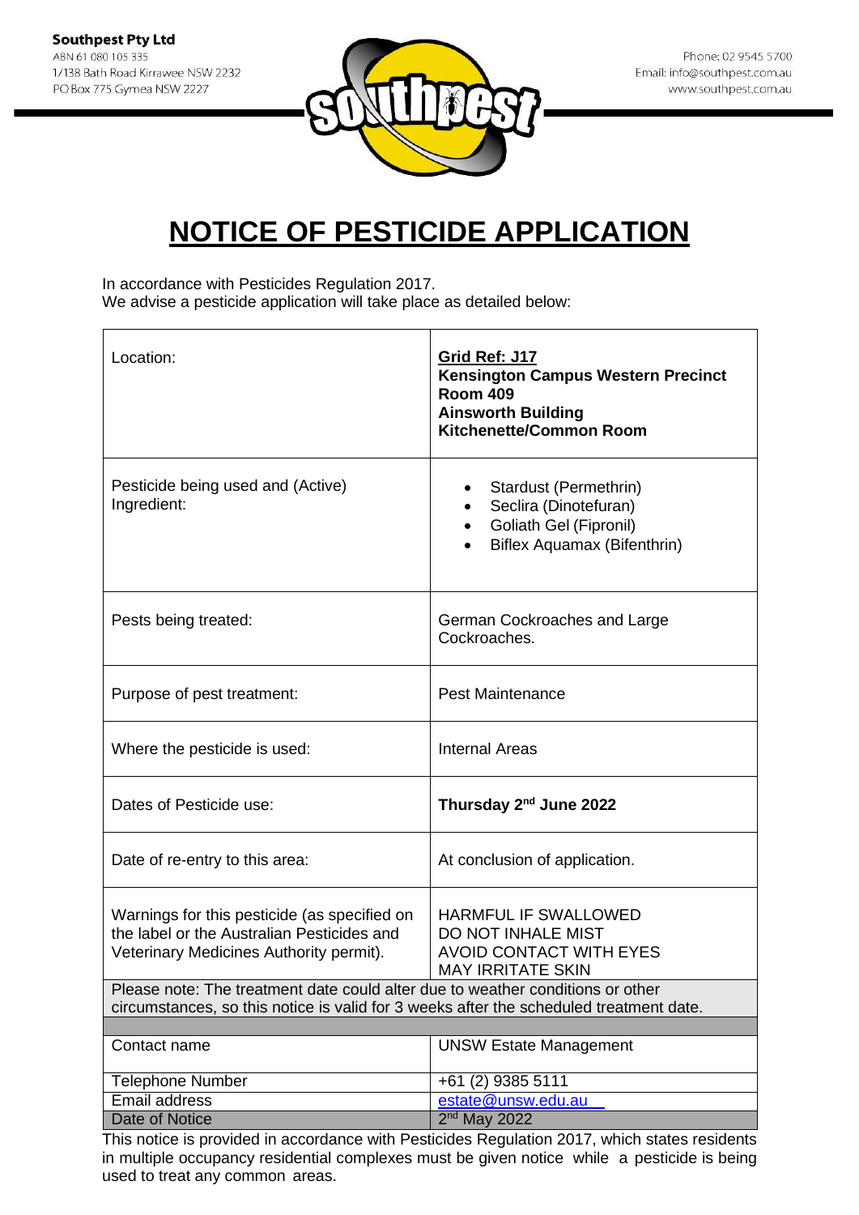**Southpest Pty Ltd**
ABN 61 080 105 335
1/138 Bath Road Kirrawee NSW 2232
PO Box 775 Gymea NSW 2227

Phone: 02 9545 5700
Email: info@southpest.com.au
www.southpest.com.au

# NOTICE OF PESTICIDE APPLICATION

In accordance with Pesticides Regulation 2017.
We advise a pesticide application will take place as detailed below:

| | |
|---|---|
| Location: | **Grid Ref: J17**<br>**Kensington Campus Western Precinct**<br>**Room 409**<br>**Ainsworth Building**<br>**Kitchenette/Common Room** |
| Pesticide being used and (Active) Ingredient: | • Stardust (Permethrin)<br>• Seclira (Dinotefuran)<br>• Goliath Gel (Fipronil)<br>• Biflex Aquamax (Bifenthrin) |
| Pests being treated: | German Cockroaches and Large Cockroaches. |
| Purpose of pest treatment: | Pest Maintenance |
| Where the pesticide is used: | Internal Areas |
| Dates of Pesticide use: | **Thursday 2nd June 2022** |
| Date of re-entry to this area: | At conclusion of application. |
| Warnings for this pesticide (as specified on the label or the Australian Pesticides and Veterinary Medicines Authority permit). | HARMFUL IF SWALLOWED<br>DO NOT INHALE MIST<br>AVOID CONTACT WITH EYES<br>MAY IRRITATE SKIN |
| Please note: The treatment date could alter due to weather conditions or other circumstances, so this notice is valid for 3 weeks after the scheduled treatment date. | |
| | |
| Contact name | UNSW Estate Management |
| Telephone Number | +61 (2) 9385 5111 |
| Email address | estate@unsw.edu.au |
| Date of Notice | 2nd May 2022 |

This notice is provided in accordance with Pesticides Regulation 2017, which states residents in multiple occupancy residential complexes must be given notice while a pesticide is being used to treat any common areas.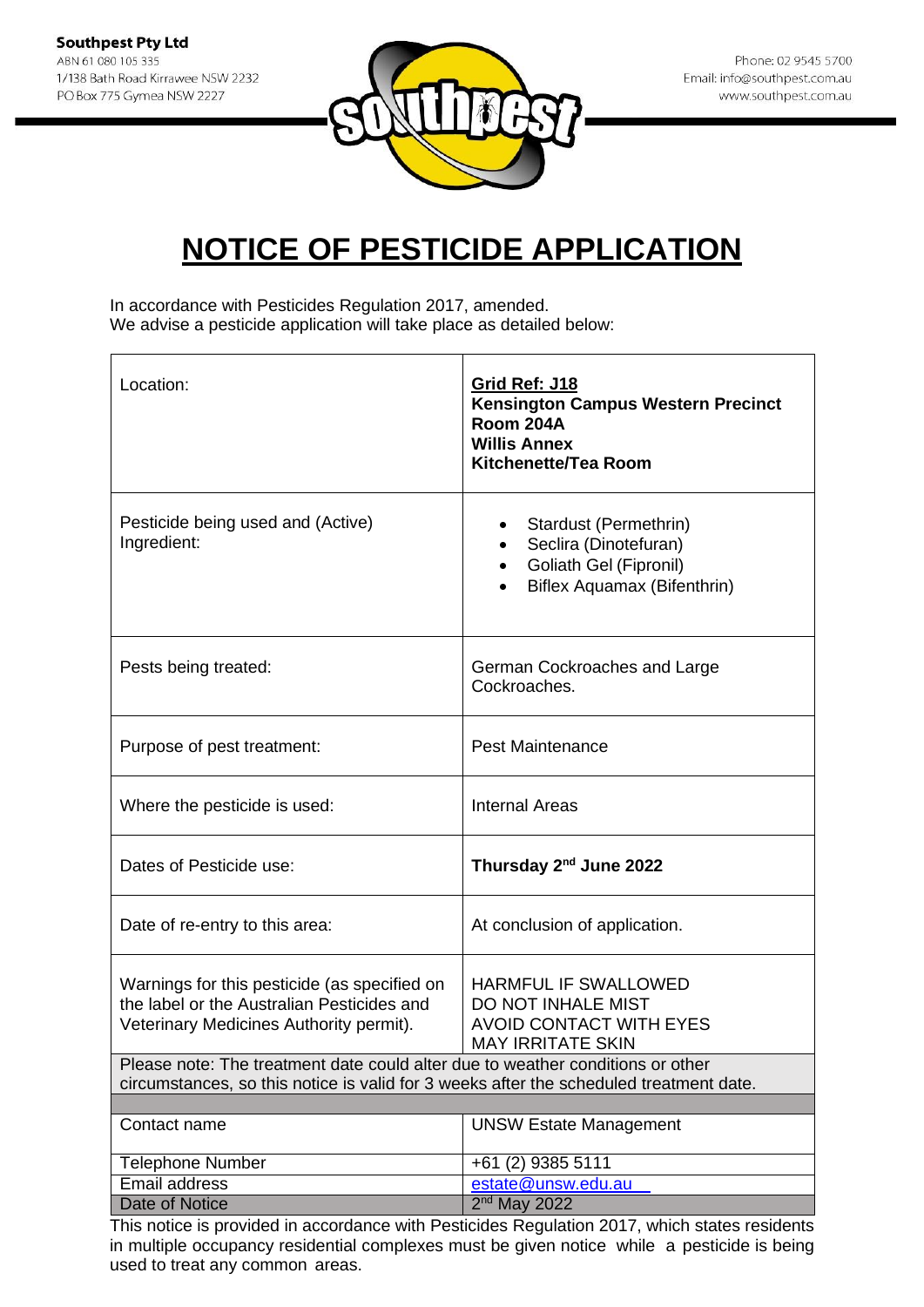**Southpest Pty Ltd**
ABN 61 080 105 335
1/138 Bath Road Kirrawee NSW 2232
PO Box 775 Gymea NSW 2227

Phone: 02 9545 5700
Email: info@southpest.com.au
www.southpest.com.au

# NOTICE OF PESTICIDE APPLICATION

In accordance with Pesticides Regulation 2017, amended.
We advise a pesticide application will take place as detailed below:

| Location: | **Grid Ref: J18**<br>**Kensington Campus Western Precinct**<br>**Room 204A**<br>**Willis Annex**<br>**Kitchenette/Tea Room** |
|---|---|
| Pesticide being used and (Active) Ingredient: | • Stardust (Permethrin)<br>• Seclira (Dinotefuran)<br>• Goliath Gel (Fipronil)<br>• Biflex Aquamax (Bifenthrin) |
| Pests being treated: | German Cockroaches and Large Cockroaches. |
| Purpose of pest treatment: | Pest Maintenance |
| Where the pesticide is used: | Internal Areas |
| Dates of Pesticide use: | **Thursday 2nd June 2022** |
| Date of re-entry to this area: | At conclusion of application. |
| Warnings for this pesticide (as specified on the label or the Australian Pesticides and Veterinary Medicines Authority permit). | HARMFUL IF SWALLOWED<br>DO NOT INHALE MIST<br>AVOID CONTACT WITH EYES<br>MAY IRRITATE SKIN |
| Please note: The treatment date could alter due to weather conditions or other circumstances, so this notice is valid for 3 weeks after the scheduled treatment date. | |
| | |
| Contact name | UNSW Estate Management |
| Telephone Number | +61 (2) 9385 5111 |
| Email address | estate@unsw.edu.au |
| Date of Notice | 2nd May 2022 |

This notice is provided in accordance with Pesticides Regulation 2017, which states residents in multiple occupancy residential complexes must be given notice while a pesticide is being used to treat any common areas.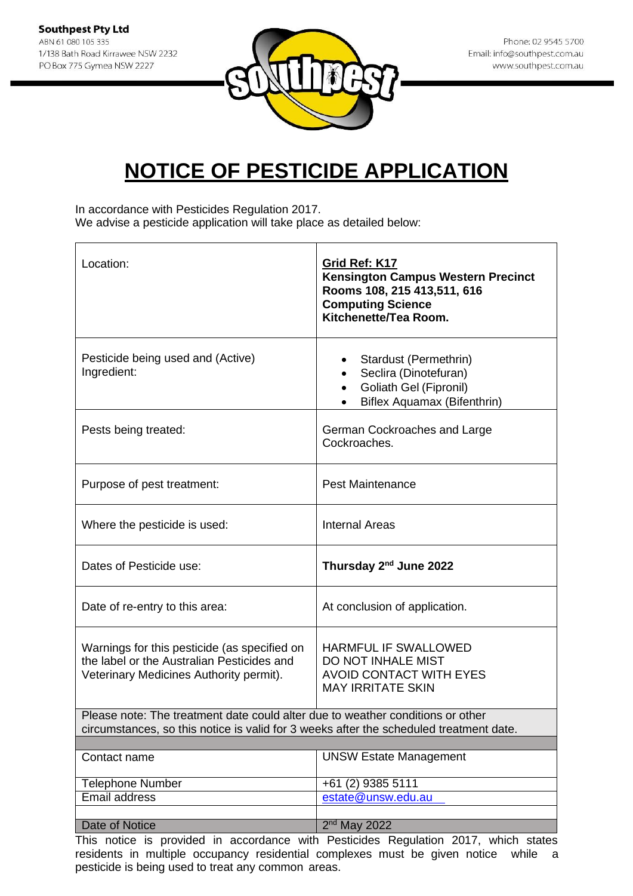**Southpest Pty Ltd**
ABN 61 080 105 335
1/138 Bath Road Kirrawee NSW 2232
PO Box 775 Gymea NSW 2227

Phone: 02 9545 5700
Email: info@southpest.com.au
www.southpest.com.au

# NOTICE OF PESTICIDE APPLICATION

In accordance with Pesticides Regulation 2017.
We advise a pesticide application will take place as detailed below:

| | |
|---|---|
| Location: | **Grid Ref: K17**<br>**Kensington Campus Western Precinct Rooms 108, 215 413,511, 616 Computing Science Kitchenette/Tea Room.** |
| Pesticide being used and (Active) Ingredient: | • Stardust (Permethrin)<br>• Seclira (Dinotefuran)<br>• Goliath Gel (Fipronil)<br>• Biflex Aquamax (Bifenthrin) |
| Pests being treated: | German Cockroaches and Large Cockroaches. |
| Purpose of pest treatment: | Pest Maintenance |
| Where the pesticide is used: | Internal Areas |
| Dates of Pesticide use: | **Thursday 2nd June 2022** |
| Date of re-entry to this area: | At conclusion of application. |
| Warnings for this pesticide (as specified on the label or the Australian Pesticides and Veterinary Medicines Authority permit). | HARMFUL IF SWALLOWED<br>DO NOT INHALE MIST<br>AVOID CONTACT WITH EYES<br>MAY IRRITATE SKIN |
| Please note: The treatment date could alter due to weather conditions or other circumstances, so this notice is valid for 3 weeks after the scheduled treatment date. | |
| | |
| Contact name | UNSW Estate Management |
| Telephone Number | +61 (2) 9385 5111 |
| Email address | estate@unsw.edu.au |
| | |
| Date of Notice | 2nd May 2022 |

This notice is provided in accordance with Pesticides Regulation 2017, which states residents in multiple occupancy residential complexes must be given notice while a pesticide is being used to treat any common areas.